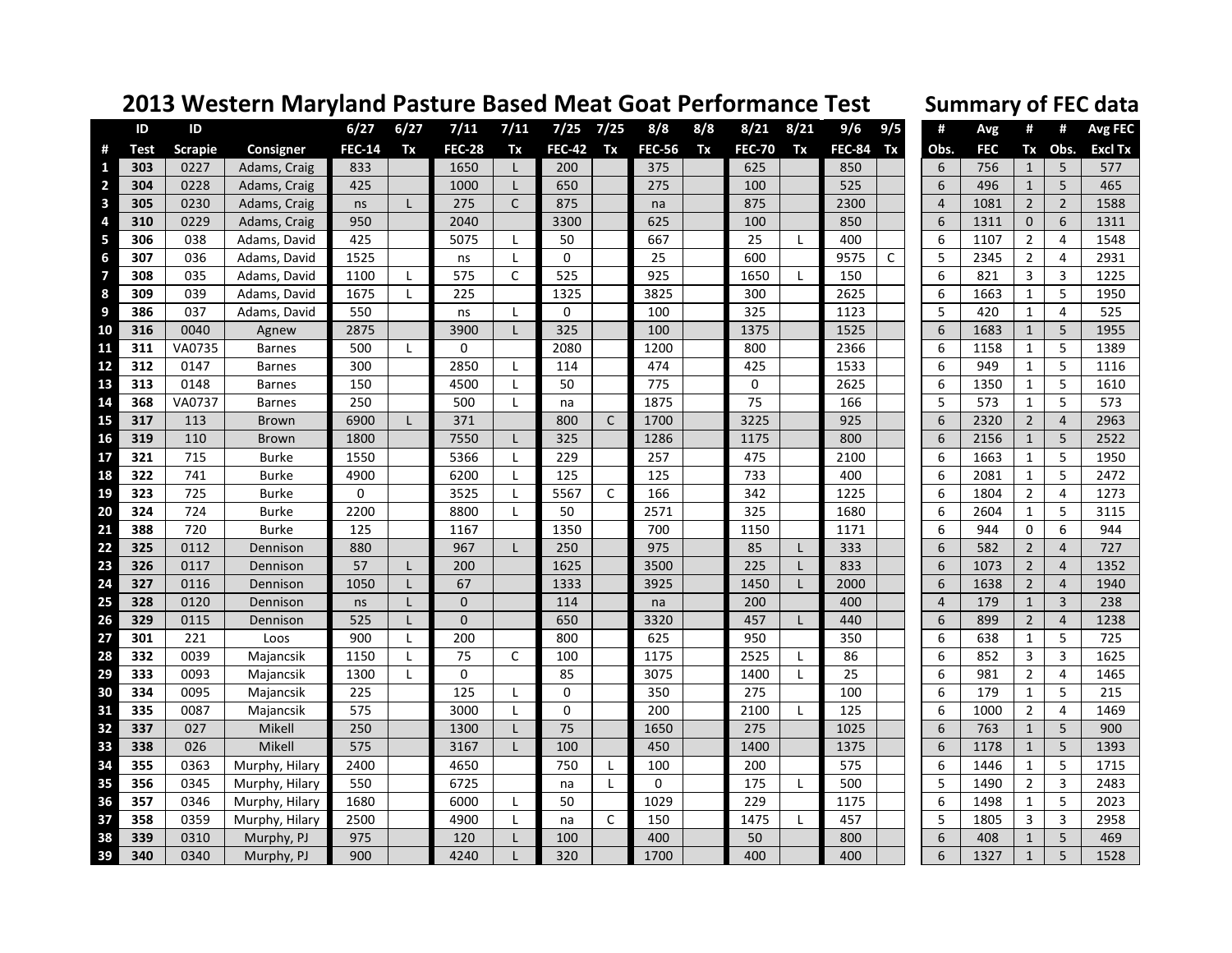# 2013 Western Maryland Pasture Based Meat Goat Performance Test

## Summary of FEC data

| | ID | ID | | 6/27 | 6/27 | 7/11 | 7/11 | 7/25 | 7/25 | 8/8 | 8/8 | 8/21 | 8/21 | 9/6 | 9/5 | # | Avg | # | # | Avg FEC |
|---|---|---|---|---|---|---|---|---|---|---|---|---|---|---|---|---|---|---|---|---|
| # | Test | Scrapie | Consigner | FEC-14 | Tx | FEC-28 | Tx | FEC-42 | Tx | FEC-56 | Tx | FEC-70 | Tx | FEC-84 | Tx | Obs. | FEC | Tx | Obs. | Excl Tx |
| 1 | 303 | 0227 | Adams, Craig | 833 | | 1650 | L | 200 | | 375 | | 625 | | 850 | | 6 | 756 | 1 | 5 | 577 |
| 2 | 304 | 0228 | Adams, Craig | 425 | | 1000 | L | 650 | | 275 | | 100 | | 525 | | 6 | 496 | 1 | 5 | 465 |
| 3 | 305 | 0230 | Adams, Craig | ns | L | 275 | C | 875 | | na | | 875 | | 2300 | | 4 | 1081 | 2 | 2 | 1588 |
| 4 | 310 | 0229 | Adams, Craig | 950 | | 2040 | | 3300 | | 625 | | 100 | | 850 | | 6 | 1311 | 0 | 6 | 1311 |
| 5 | 306 | 038 | Adams, David | 425 | | 5075 | L | 50 | | 667 | | 25 | L | 400 | | 6 | 1107 | 2 | 4 | 1548 |
| 6 | 307 | 036 | Adams, David | 1525 | | ns | L | 0 | | 25 | | 600 | | 9575 | C | 5 | 2345 | 2 | 4 | 2931 |
| 7 | 308 | 035 | Adams, David | 1100 | L | 575 | C | 525 | | 925 | | 1650 | L | 150 | | 6 | 821 | 3 | 3 | 1225 |
| 8 | 309 | 039 | Adams, David | 1675 | L | 225 | | 1325 | | 3825 | | 300 | | 2625 | | 6 | 1663 | 1 | 5 | 1950 |
| 9 | 386 | 037 | Adams, David | 550 | | ns | L | 0 | | 100 | | 325 | | 1123 | | 5 | 420 | 1 | 4 | 525 |
| 10 | 316 | 0040 | Agnew | 2875 | | 3900 | L | 325 | | 100 | | 1375 | | 1525 | | 6 | 1683 | 1 | 5 | 1955 |
| 11 | 311 | VA0735 | Barnes | 500 | L | 0 | | 2080 | | 1200 | | 800 | | 2366 | | 6 | 1158 | 1 | 5 | 1389 |
| 12 | 312 | 0147 | Barnes | 300 | | 2850 | L | 114 | | 474 | | 425 | | 1533 | | 6 | 949 | 1 | 5 | 1116 |
| 13 | 313 | 0148 | Barnes | 150 | | 4500 | L | 50 | | 775 | | 0 | | 2625 | | 6 | 1350 | 1 | 5 | 1610 |
| 14 | 368 | VA0737 | Barnes | 250 | | 500 | L | na | | 1875 | | 75 | | 166 | | 5 | 573 | 1 | 5 | 573 |
| 15 | 317 | 113 | Brown | 6900 | L | 371 | | 800 | C | 1700 | | 3225 | | 925 | | 6 | 2320 | 2 | 4 | 2963 |
| 16 | 319 | 110 | Brown | 1800 | | 7550 | L | 325 | | 1286 | | 1175 | | 800 | | 6 | 2156 | 1 | 5 | 2522 |
| 17 | 321 | 715 | Burke | 1550 | | 5366 | L | 229 | | 257 | | 475 | | 2100 | | 6 | 1663 | 1 | 5 | 1950 |
| 18 | 322 | 741 | Burke | 4900 | | 6200 | L | 125 | | 125 | | 733 | | 400 | | 6 | 2081 | 1 | 5 | 2472 |
| 19 | 323 | 725 | Burke | 0 | | 3525 | L | 5567 | C | 166 | | 342 | | 1225 | | 6 | 1804 | 2 | 4 | 1273 |
| 20 | 324 | 724 | Burke | 2200 | | 8800 | L | 50 | | 2571 | | 325 | | 1680 | | 6 | 2604 | 1 | 5 | 3115 |
| 21 | 388 | 720 | Burke | 125 | | 1167 | | 1350 | | 700 | | 1150 | | 1171 | | 6 | 944 | 0 | 6 | 944 |
| 22 | 325 | 0112 | Dennison | 880 | | 967 | L | 250 | | 975 | | 85 | L | 333 | | 6 | 582 | 2 | 4 | 727 |
| 23 | 326 | 0117 | Dennison | 57 | L | 200 | | 1625 | | 3500 | | 225 | L | 833 | | 6 | 1073 | 2 | 4 | 1352 |
| 24 | 327 | 0116 | Dennison | 1050 | L | 67 | | 1333 | | 3925 | | 1450 | L | 2000 | | 6 | 1638 | 2 | 4 | 1940 |
| 25 | 328 | 0120 | Dennison | ns | L | 0 | | 114 | | na | | 200 | | 400 | | 4 | 179 | 1 | 3 | 238 |
| 26 | 329 | 0115 | Dennison | 525 | L | 0 | | 650 | | 3320 | | 457 | L | 440 | | 6 | 899 | 2 | 4 | 1238 |
| 27 | 301 | 221 | Loos | 900 | L | 200 | | 800 | | 625 | | 950 | | 350 | | 6 | 638 | 1 | 5 | 725 |
| 28 | 332 | 0039 | Majancsik | 1150 | L | 75 | C | 100 | | 1175 | | 2525 | L | 86 | | 6 | 852 | 3 | 3 | 1625 |
| 29 | 333 | 0093 | Majancsik | 1300 | L | 0 | | 85 | | 3075 | | 1400 | L | 25 | | 6 | 981 | 2 | 4 | 1465 |
| 30 | 334 | 0095 | Majancsik | 225 | | 125 | L | 0 | | 350 | | 275 | | 100 | | 6 | 179 | 1 | 5 | 215 |
| 31 | 335 | 0087 | Majancsik | 575 | | 3000 | L | 0 | | 200 | | 2100 | L | 125 | | 6 | 1000 | 2 | 4 | 1469 |
| 32 | 337 | 027 | Mikell | 250 | | 1300 | L | 75 | | 1650 | | 275 | | 1025 | | 6 | 763 | 1 | 5 | 900 |
| 33 | 338 | 026 | Mikell | 575 | | 3167 | L | 100 | | 450 | | 1400 | | 1375 | | 6 | 1178 | 1 | 5 | 1393 |
| 34 | 355 | 0363 | Murphy, Hilary | 2400 | | 4650 | | 750 | L | 100 | | 200 | | 575 | | 6 | 1446 | 1 | 5 | 1715 |
| 35 | 356 | 0345 | Murphy, Hilary | 550 | | 6725 | | na | L | 0 | | 175 | L | 500 | | 5 | 1490 | 2 | 3 | 2483 |
| 36 | 357 | 0346 | Murphy, Hilary | 1680 | | 6000 | L | 50 | | 1029 | | 229 | | 1175 | | 6 | 1498 | 1 | 5 | 2023 |
| 37 | 358 | 0359 | Murphy, Hilary | 2500 | | 4900 | L | na | C | 150 | | 1475 | L | 457 | | 5 | 1805 | 3 | 3 | 2958 |
| 38 | 339 | 0310 | Murphy, PJ | 975 | | 120 | L | 100 | | 400 | | 50 | | 800 | | 6 | 408 | 1 | 5 | 469 |
| 39 | 340 | 0340 | Murphy, PJ | 900 | | 4240 | L | 320 | | 1700 | | 400 | | 400 | | 6 | 1327 | 1 | 5 | 1528 |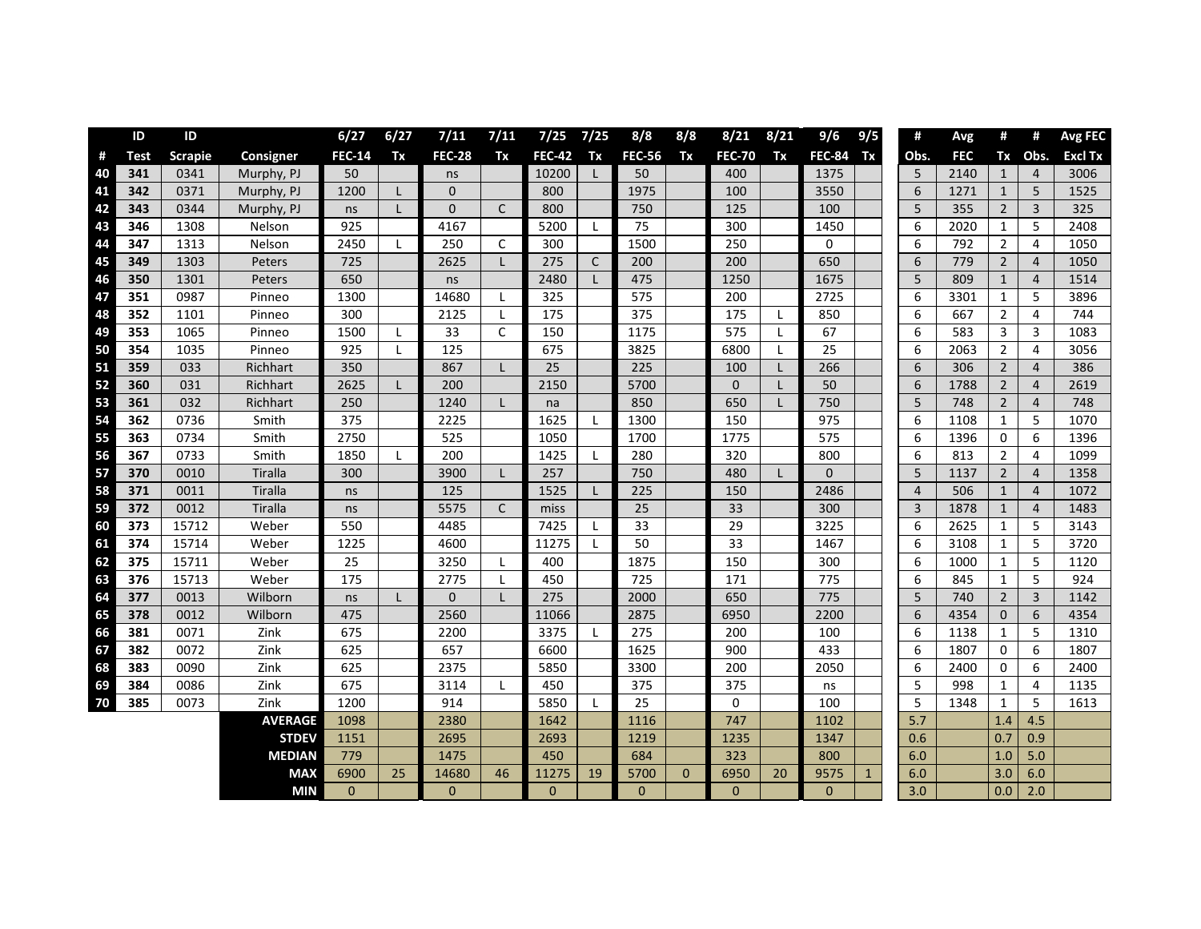| | ID | ID | | 6/27 | 6/27 | 7/11 | 7/11 | 7/25 | 7/25 | 8/8 | 8/8 | 8/21 | 8/21 | 9/6 | 9/5 | # | Avg | # | # | Avg FEC |
|---|---|---|---|---|---|---|---|---|---|---|---|---|---|---|---|---|---|---|---|---|
| # | Test | Scrapie | Consigner | FEC-14 | Tx | FEC-28 | Tx | FEC-42 | Tx | FEC-56 | Tx | FEC-70 | Tx | FEC-84 | Tx | Obs. | FEC | Tx | Obs. | Excl Tx |
| 40 | 341 | 0341 | Murphy, PJ | 50 | | ns | | 10200 | L | 50 | | 400 | | 1375 | | 5 | 2140 | 1 | 4 | 3006 |
| 41 | 342 | 0371 | Murphy, PJ | 1200 | L | 0 | | 800 | | 1975 | | 100 | | 3550 | | 6 | 1271 | 1 | 5 | 1525 |
| 42 | 343 | 0344 | Murphy, PJ | ns | L | 0 | C | 800 | | 750 | | 125 | | 100 | | 5 | 355 | 2 | 3 | 325 |
| 43 | 346 | 1308 | Nelson | 925 | | 4167 | | 5200 | L | 75 | | 300 | | 1450 | | 6 | 2020 | 1 | 5 | 2408 |
| 44 | 347 | 1313 | Nelson | 2450 | L | 250 | C | 300 | | 1500 | | 250 | | 0 | | 6 | 792 | 2 | 4 | 1050 |
| 45 | 349 | 1303 | Peters | 725 | | 2625 | L | 275 | C | 200 | | 200 | | 650 | | 6 | 779 | 2 | 4 | 1050 |
| 46 | 350 | 1301 | Peters | 650 | | ns | | 2480 | L | 475 | | 1250 | | 1675 | | 5 | 809 | 1 | 4 | 1514 |
| 47 | 351 | 0987 | Pinneo | 1300 | | 14680 | L | 325 | | 575 | | 200 | | 2725 | | 6 | 3301 | 1 | 5 | 3896 |
| 48 | 352 | 1101 | Pinneo | 300 | | 2125 | L | 175 | | 375 | | 175 | L | 850 | | 6 | 667 | 2 | 4 | 744 |
| 49 | 353 | 1065 | Pinneo | 1500 | L | 33 | C | 150 | | 1175 | | 575 | L | 67 | | 6 | 583 | 3 | 3 | 1083 |
| 50 | 354 | 1035 | Pinneo | 925 | L | 125 | | 675 | | 3825 | | 6800 | L | 25 | | 6 | 2063 | 2 | 4 | 3056 |
| 51 | 359 | 033 | Richhart | 350 | | 867 | L | 25 | | 225 | | 100 | L | 266 | | 6 | 306 | 2 | 4 | 386 |
| 52 | 360 | 031 | Richhart | 2625 | L | 200 | | 2150 | | 5700 | | 0 | L | 50 | | 6 | 1788 | 2 | 4 | 2619 |
| 53 | 361 | 032 | Richhart | 250 | | 1240 | L | na | | 850 | | 650 | L | 750 | | 5 | 748 | 2 | 4 | 748 |
| 54 | 362 | 0736 | Smith | 375 | | 2225 | | 1625 | L | 1300 | | 150 | | 975 | | 6 | 1108 | 1 | 5 | 1070 |
| 55 | 363 | 0734 | Smith | 2750 | | 525 | | 1050 | | 1700 | | 1775 | | 575 | | 6 | 1396 | 0 | 6 | 1396 |
| 56 | 367 | 0733 | Smith | 1850 | L | 200 | | 1425 | L | 280 | | 320 | | 800 | | 6 | 813 | 2 | 4 | 1099 |
| 57 | 370 | 0010 | Tiralla | 300 | | 3900 | L | 257 | | 750 | | 480 | L | 0 | | 5 | 1137 | 2 | 4 | 1358 |
| 58 | 371 | 0011 | Tiralla | ns | | 125 | | 1525 | L | 225 | | 150 | | 2486 | | 4 | 506 | 1 | 4 | 1072 |
| 59 | 372 | 0012 | Tiralla | ns | | 5575 | C | miss | | 25 | | 33 | | 300 | | 3 | 1878 | 1 | 4 | 1483 |
| 60 | 373 | 15712 | Weber | 550 | | 4485 | | 7425 | L | 33 | | 29 | | 3225 | | 6 | 2625 | 1 | 5 | 3143 |
| 61 | 374 | 15714 | Weber | 1225 | | 4600 | | 11275 | L | 50 | | 33 | | 1467 | | 6 | 3108 | 1 | 5 | 3720 |
| 62 | 375 | 15711 | Weber | 25 | | 3250 | L | 400 | | 1875 | | 150 | | 300 | | 6 | 1000 | 1 | 5 | 1120 |
| 63 | 376 | 15713 | Weber | 175 | | 2775 | L | 450 | | 725 | | 171 | | 775 | | 6 | 845 | 1 | 5 | 924 |
| 64 | 377 | 0013 | Wilborn | ns | L | 0 | L | 275 | | 2000 | | 650 | | 775 | | 5 | 740 | 2 | 3 | 1142 |
| 65 | 378 | 0012 | Wilborn | 475 | | 2560 | | 11066 | | 2875 | | 6950 | | 2200 | | 6 | 4354 | 0 | 6 | 4354 |
| 66 | 381 | 0071 | Zink | 675 | | 2200 | | 3375 | L | 275 | | 200 | | 100 | | 6 | 1138 | 1 | 5 | 1310 |
| 67 | 382 | 0072 | Zink | 625 | | 657 | | 6600 | | 1625 | | 900 | | 433 | | 6 | 1807 | 0 | 6 | 1807 |
| 68 | 383 | 0090 | Zink | 625 | | 2375 | | 5850 | | 3300 | | 200 | | 2050 | | 6 | 2400 | 0 | 6 | 2400 |
| 69 | 384 | 0086 | Zink | 675 | | 3114 | L | 450 | | 375 | | 375 | | ns | | 5 | 998 | 1 | 4 | 1135 |
| 70 | 385 | 0073 | Zink | 1200 | | 914 | | 5850 | L | 25 | | 0 | | 100 | | 5 | 1348 | 1 | 5 | 1613 |
| | | | AVERAGE | 1098 | | 2380 | | 1642 | | 1116 | | 747 | | 1102 | | 5.7 | | 1.4 | 4.5 | |
| | | | STDEV | 1151 | | 2695 | | 2693 | | 1219 | | 1235 | | 1347 | | 0.6 | | 0.7 | 0.9 | |
| | | | MEDIAN | 779 | | 1475 | | 450 | | 684 | | 323 | | 800 | | 6.0 | | 1.0 | 5.0 | |
| | | | MAX | 6900 | 25 | 14680 | 46 | 11275 | 19 | 5700 | 0 | 6950 | 20 | 9575 | 1 | 6.0 | | 3.0 | 6.0 | |
| | | | MIN | 0 | | 0 | | 0 | | 0 | | 0 | | 0 | | 3.0 | | 0.0 | 2.0 | |